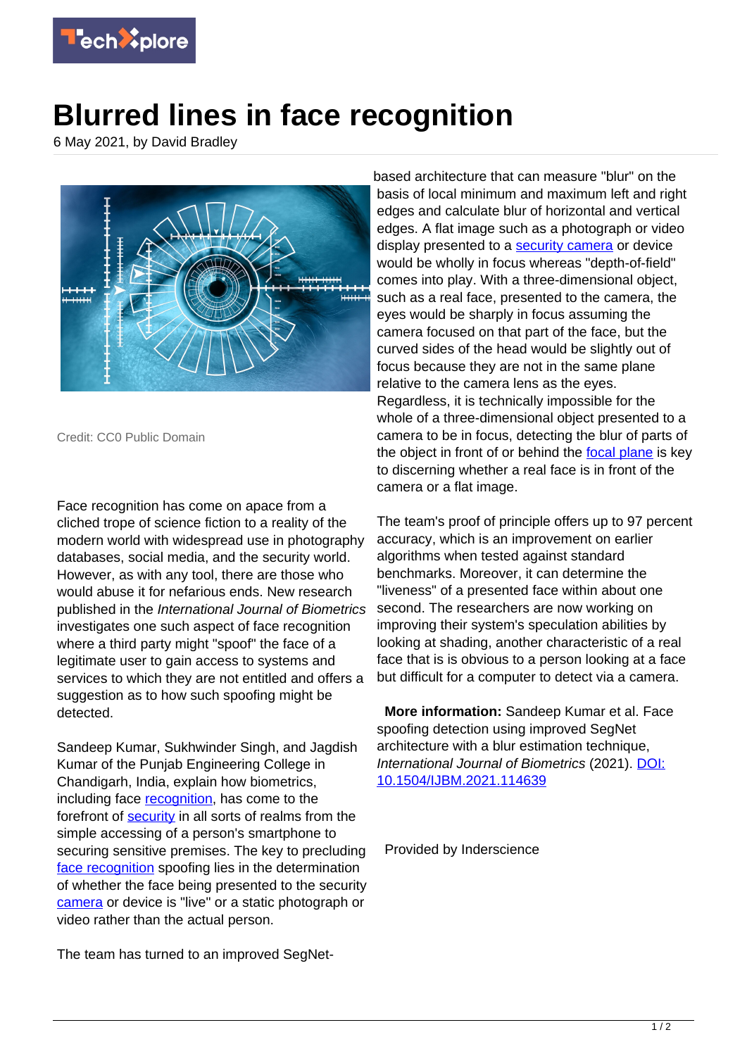# Blurred lines in face recognition

6 May 2021, by David Bradley

Credit: CC0 Public Domain

Face recognition has come on apace from a cliched trope of science fiction to a reality of the modern world with widespread use in photography databases, social media, and the security world. However, as with any tool, there are those who would abuse it for nefarious ends. New research published in the *International Journal of Biometrics* investigates one such aspect of face recognition where a third party might "spoof" the face of a legitimate user to gain access to systems and services to which they are not entitled and offers a suggestion as to how such spoofing might be detected.

Sandeep Kumar, Sukhwinder Singh, and Jagdish Kumar of the Punjab Engineering College in Chandigarh, India, explain how biometrics, including face recognition, has come to the forefront of security in all sorts of realms from the simple accessing of a person's smartphone to securing sensitive premises. The key to precluding face recognition spoofing lies in the determination of whether the face being presented to the security camera or device is "live" or a static photograph or video rather than the actual person.

The team has turned to an improved SegNet-based architecture that can measure "blur" on the basis of local minimum and maximum left and right edges and calculate blur of horizontal and vertical edges. A flat image such as a photograph or video display presented to a security camera or device would be wholly in focus whereas "depth-of-field" comes into play. With a three-dimensional object, such as a real face, presented to the camera, the eyes would be sharply in focus assuming the camera focused on that part of the face, but the curved sides of the head would be slightly out of focus because they are not in the same plane relative to the camera lens as the eyes. Regardless, it is technically impossible for the whole of a three-dimensional object presented to a camera to be in focus, detecting the blur of parts of the object in front of or behind the focal plane is key to discerning whether a real face is in front of the camera or a flat image.

The team's proof of principle offers up to 97 percent accuracy, which is an improvement on earlier algorithms when tested against standard benchmarks. Moreover, it can determine the "liveness" of a presented face within about one second. The researchers are now working on improving their system's speculation abilities by looking at shading, another characteristic of a real face that is is obvious to a person looking at a face but difficult for a computer to detect via a camera.

**More information:** Sandeep Kumar et al. Face spoofing detection using improved SegNet architecture with a blur estimation technique, *International Journal of Biometrics* (2021). DOI: 10.1504/IJBM.2021.114639

Provided by Inderscience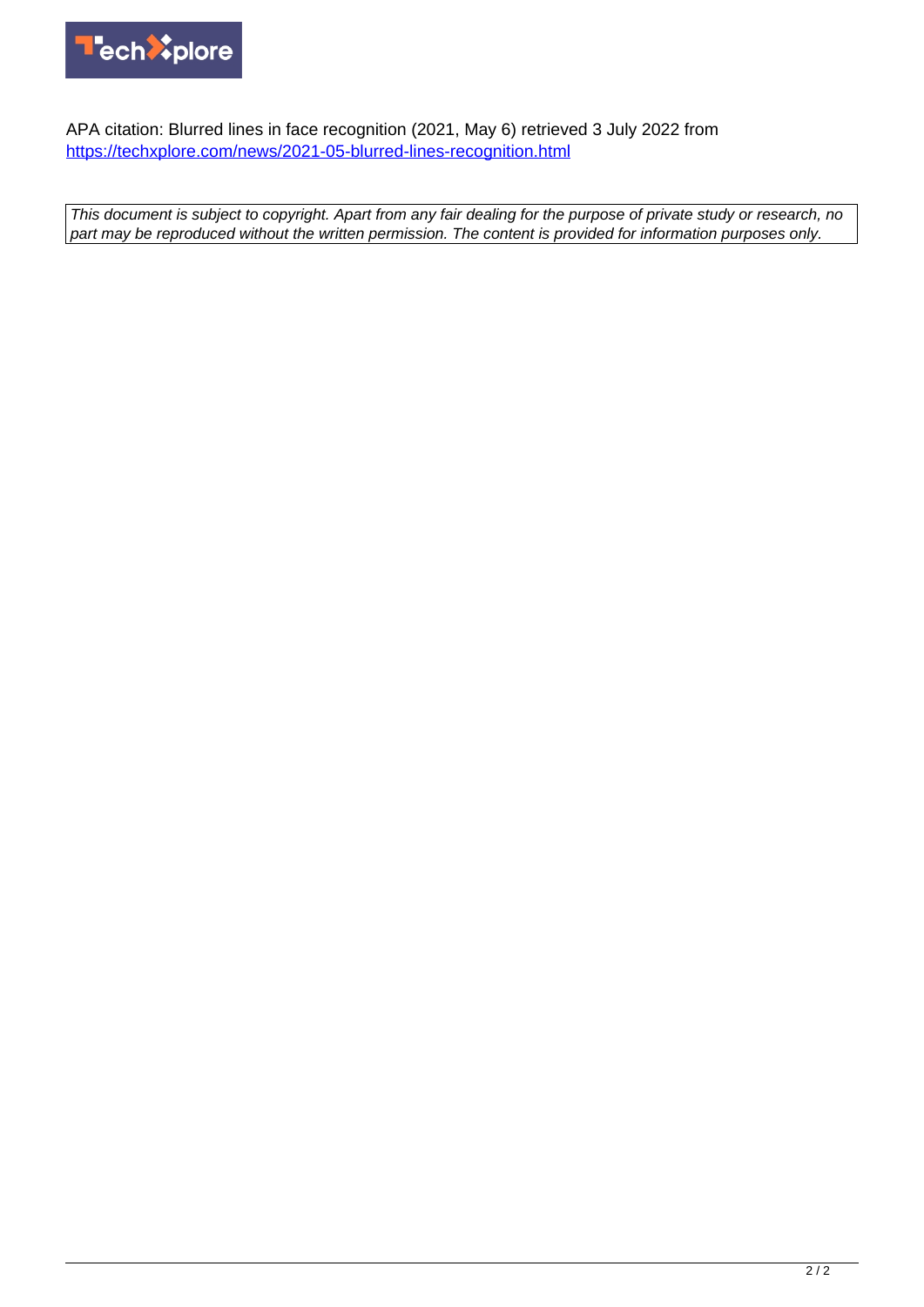APA citation: Blurred lines in face recognition (2021, May 6) retrieved 3 July 2022 from https://techxplore.com/news/2021-05-blurred-lines-recognition.html

*This document is subject to copyright. Apart from any fair dealing for the purpose of private study or research, no part may be reproduced without the written permission. The content is provided for information purposes only.*